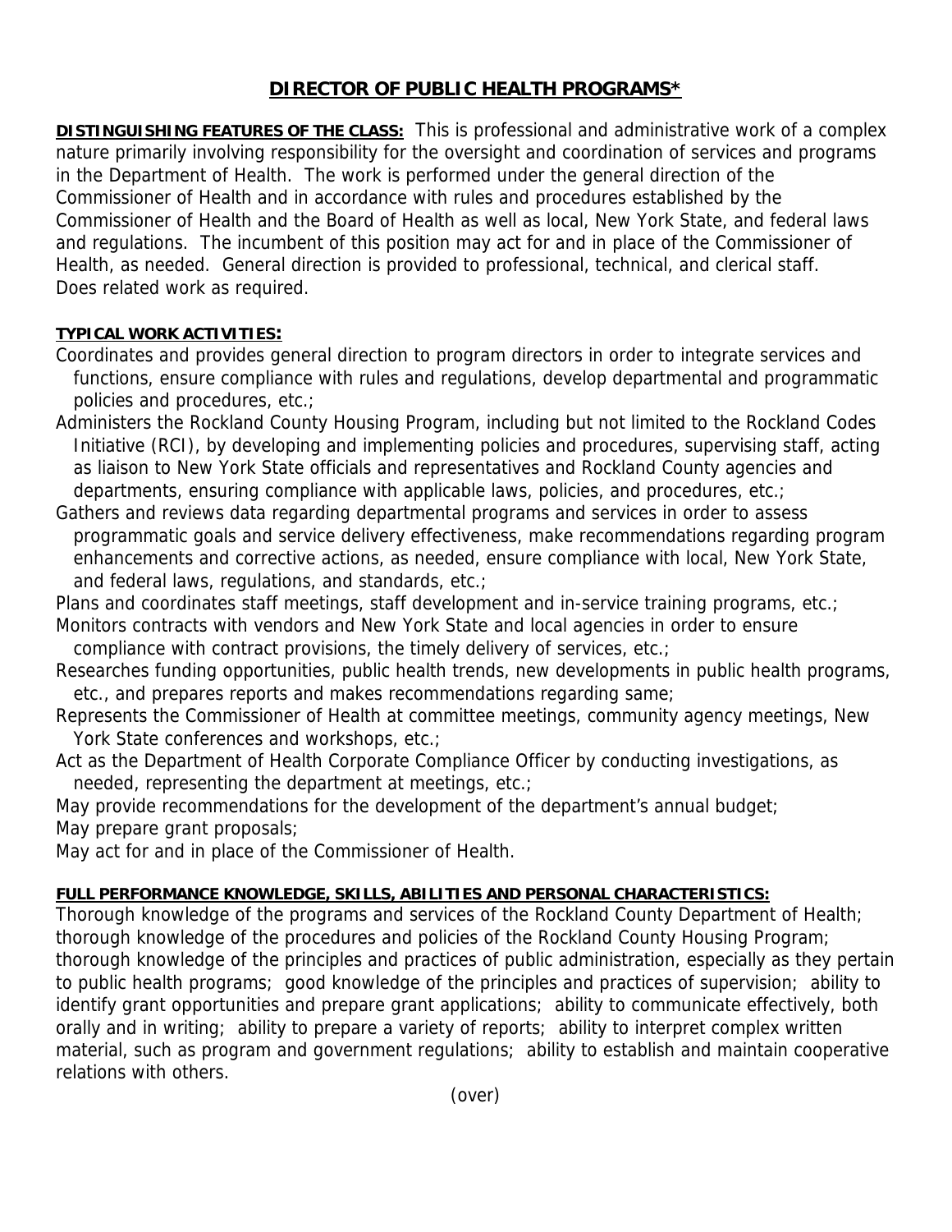# DIRECTOR OF PUBLIC HEALTH PROGRAMS*

**DISTINGUISHING FEATURES OF THE CLASS:** This is professional and administrative work of a complex nature primarily involving responsibility for the oversight and coordination of services and programs in the Department of Health. The work is performed under the general direction of the Commissioner of Health and in accordance with rules and procedures established by the Commissioner of Health and the Board of Health as well as local, New York State, and federal laws and regulations. The incumbent of this position may act for and in place of the Commissioner of Health, as needed. General direction is provided to professional, technical, and clerical staff. Does related work as required.

**TYPICAL WORK ACTIVITIES:**

Coordinates and provides general direction to program directors in order to integrate services and functions, ensure compliance with rules and regulations, develop departmental and programmatic policies and procedures, etc.;

Administers the Rockland County Housing Program, including but not limited to the Rockland Codes Initiative (RCI), by developing and implementing policies and procedures, supervising staff, acting as liaison to New York State officials and representatives and Rockland County agencies and departments, ensuring compliance with applicable laws, policies, and procedures, etc.;

Gathers and reviews data regarding departmental programs and services in order to assess programmatic goals and service delivery effectiveness, make recommendations regarding program enhancements and corrective actions, as needed, ensure compliance with local, New York State, and federal laws, regulations, and standards, etc.;

Plans and coordinates staff meetings, staff development and in-service training programs, etc.;

Monitors contracts with vendors and New York State and local agencies in order to ensure compliance with contract provisions, the timely delivery of services, etc.;

Researches funding opportunities, public health trends, new developments in public health programs, etc., and prepares reports and makes recommendations regarding same;

Represents the Commissioner of Health at committee meetings, community agency meetings, New York State conferences and workshops, etc.;

Act as the Department of Health Corporate Compliance Officer by conducting investigations, as needed, representing the department at meetings, etc.;

May provide recommendations for the development of the department's annual budget;

May prepare grant proposals;

May act for and in place of the Commissioner of Health.

**FULL PERFORMANCE KNOWLEDGE, SKILLS, ABILITIES AND PERSONAL CHARACTERISTICS:**

Thorough knowledge of the programs and services of the Rockland County Department of Health; thorough knowledge of the procedures and policies of the Rockland County Housing Program; thorough knowledge of the principles and practices of public administration, especially as they pertain to public health programs; good knowledge of the principles and practices of supervision; ability to identify grant opportunities and prepare grant applications; ability to communicate effectively, both orally and in writing; ability to prepare a variety of reports; ability to interpret complex written material, such as program and government regulations; ability to establish and maintain cooperative relations with others.

(over)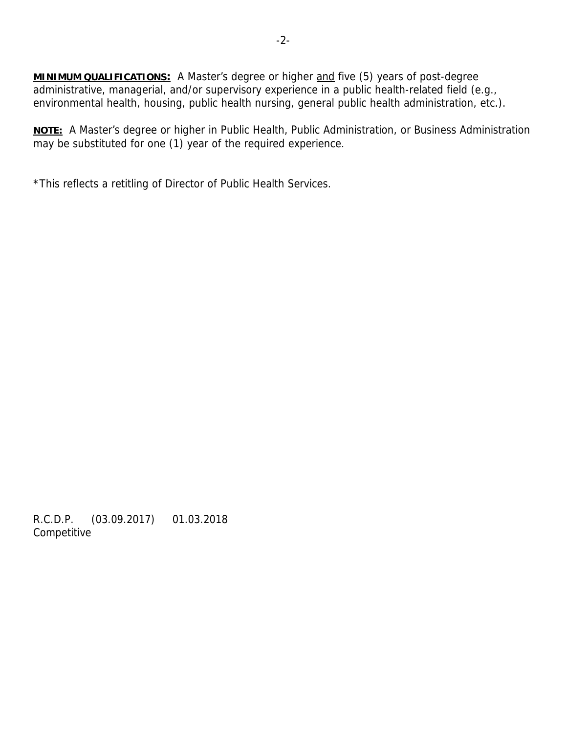**MINIMUM QUALIFICATIONS:** A Master's degree or higher <u>and</u> five (5) years of post-degree administrative, managerial, and/or supervisory experience in a public health-related field (e.g., environmental health, housing, public health nursing, general public health administration, etc.).

**NOTE:** A Master's degree or higher in Public Health, Public Administration, or Business Administration may be substituted for one (1) year of the required experience.

*This reflects a retitling of Director of Public Health Services.

R.C.D.P. (03.09.2017) 01.03.2018
Competitive